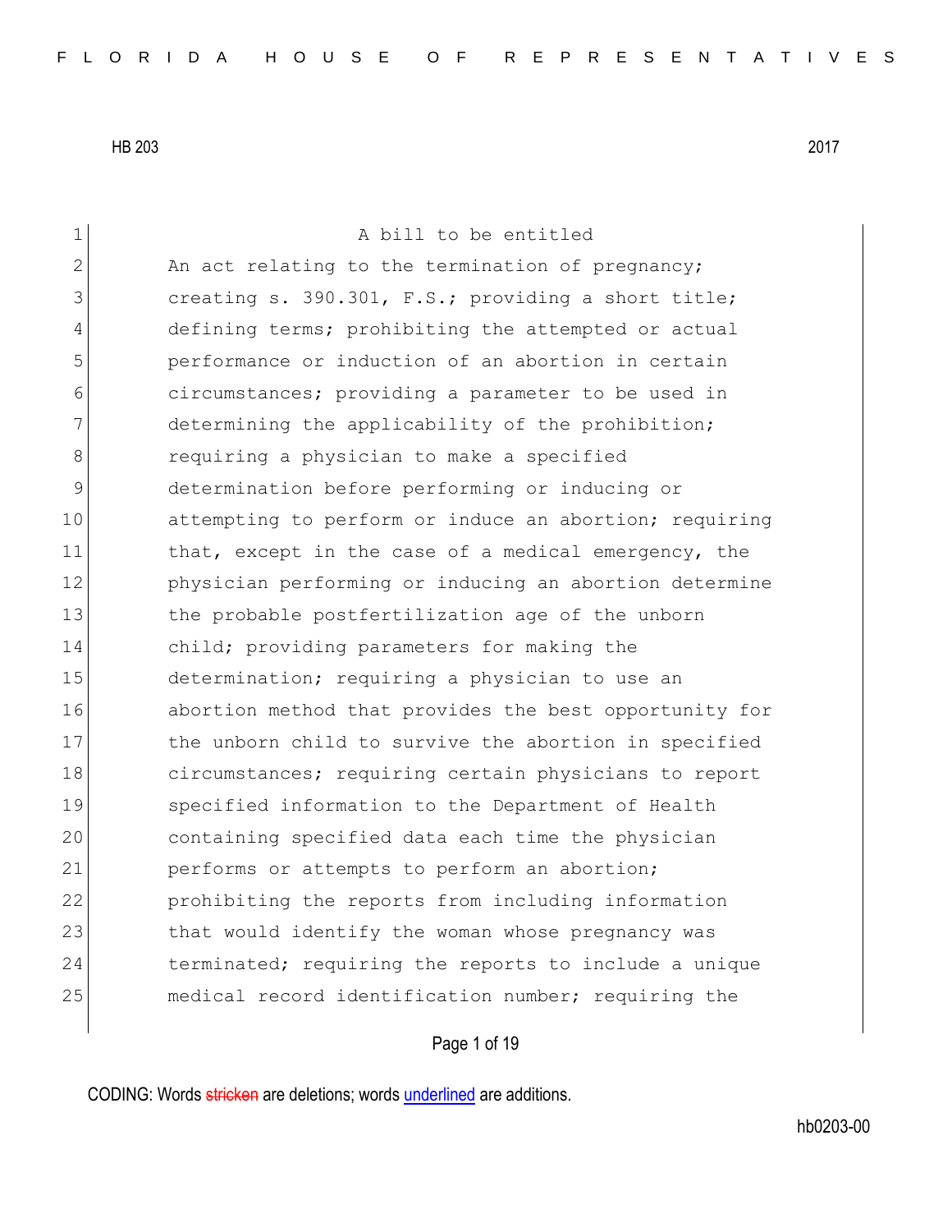HB 203 2017

A bill to be entitled

An act relating to the termination of pregnancy; creating s. 390.301, F.S.; providing a short title; defining terms; prohibiting the attempted or actual performance or induction of an abortion in certain circumstances; providing a parameter to be used in determining the applicability of the prohibition; requiring a physician to make a specified determination before performing or inducing or attempting to perform or induce an abortion; requiring that, except in the case of a medical emergency, the physician performing or inducing an abortion determine the probable postfertilization age of the unborn child; providing parameters for making the determination; requiring a physician to use an abortion method that provides the best opportunity for the unborn child to survive the abortion in specified circumstances; requiring certain physicians to report specified information to the Department of Health containing specified data each time the physician performs or attempts to perform an abortion; prohibiting the reports from including information that would identify the woman whose pregnancy was terminated; requiring the reports to include a unique medical record identification number; requiring the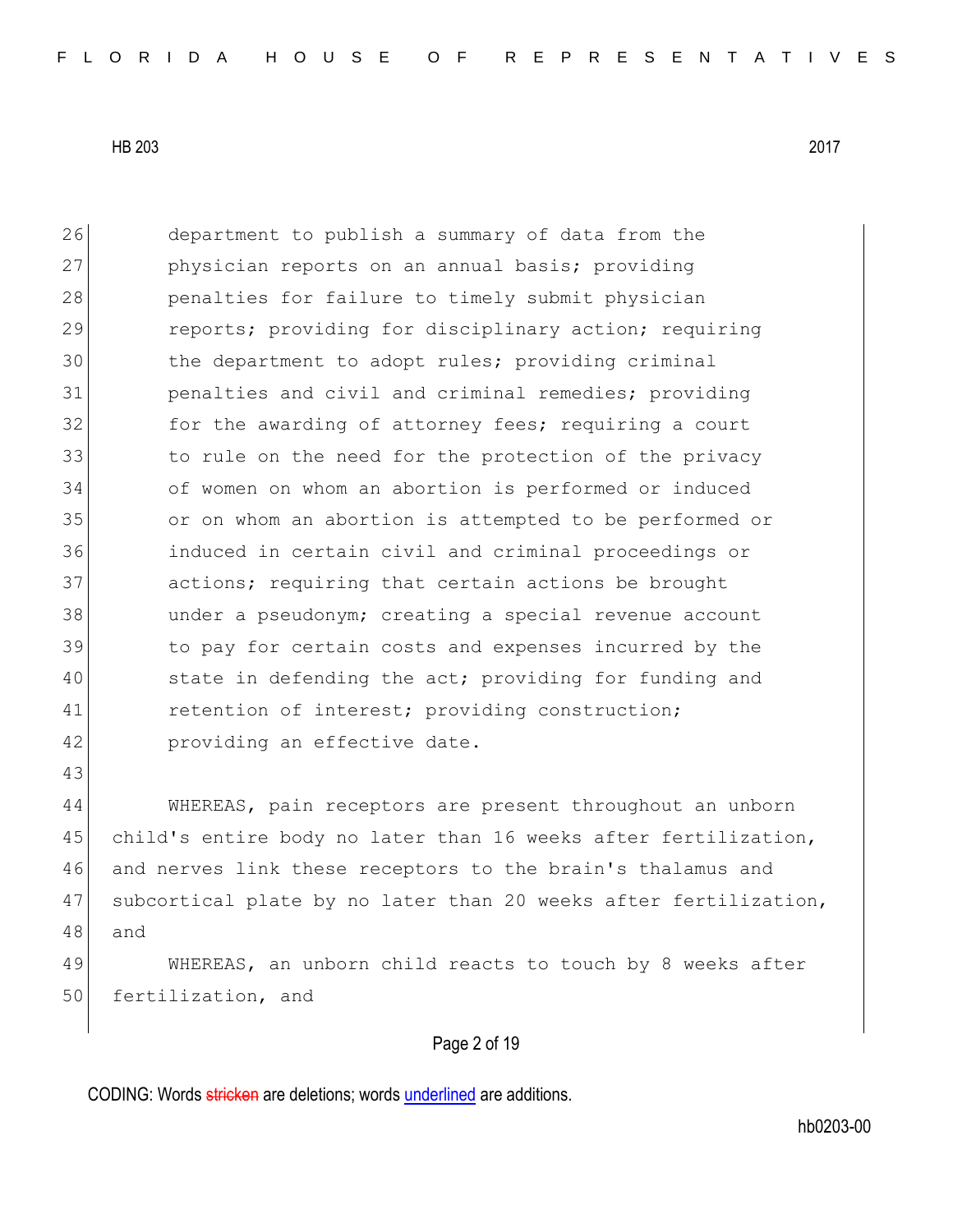department to publish a summary of data from the physician reports on an annual basis; providing penalties for failure to timely submit physician reports; providing for disciplinary action; requiring the department to adopt rules; providing criminal penalties and civil and criminal remedies; providing for the awarding of attorney fees; requiring a court to rule on the need for the protection of the privacy of women on whom an abortion is performed or induced or on whom an abortion is attempted to be performed or induced in certain civil and criminal proceedings or actions; requiring that certain actions be brought under a pseudonym; creating a special revenue account to pay for certain costs and expenses incurred by the state in defending the act; providing for funding and retention of interest; providing construction; providing an effective date.

WHEREAS, pain receptors are present throughout an unborn child's entire body no later than 16 weeks after fertilization, and nerves link these receptors to the brain's thalamus and subcortical plate by no later than 20 weeks after fertilization, and

WHEREAS, an unborn child reacts to touch by 8 weeks after fertilization, and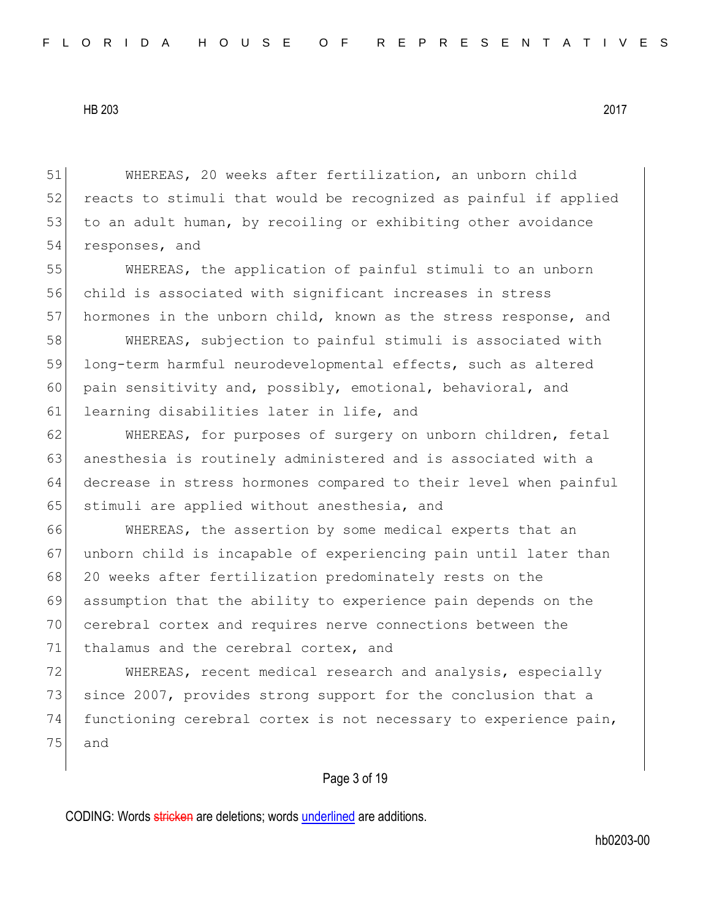WHEREAS, 20 weeks after fertilization, an unborn child reacts to stimuli that would be recognized as painful if applied to an adult human, by recoiling or exhibiting other avoidance responses, and

WHEREAS, the application of painful stimuli to an unborn child is associated with significant increases in stress hormones in the unborn child, known as the stress response, and

WHEREAS, subjection to painful stimuli is associated with long-term harmful neurodevelopmental effects, such as altered pain sensitivity and, possibly, emotional, behavioral, and learning disabilities later in life, and

WHEREAS, for purposes of surgery on unborn children, fetal anesthesia is routinely administered and is associated with a decrease in stress hormones compared to their level when painful stimuli are applied without anesthesia, and

WHEREAS, the assertion by some medical experts that an unborn child is incapable of experiencing pain until later than 20 weeks after fertilization predominately rests on the assumption that the ability to experience pain depends on the cerebral cortex and requires nerve connections between the thalamus and the cerebral cortex, and

WHEREAS, recent medical research and analysis, especially since 2007, provides strong support for the conclusion that a functioning cerebral cortex is not necessary to experience pain, and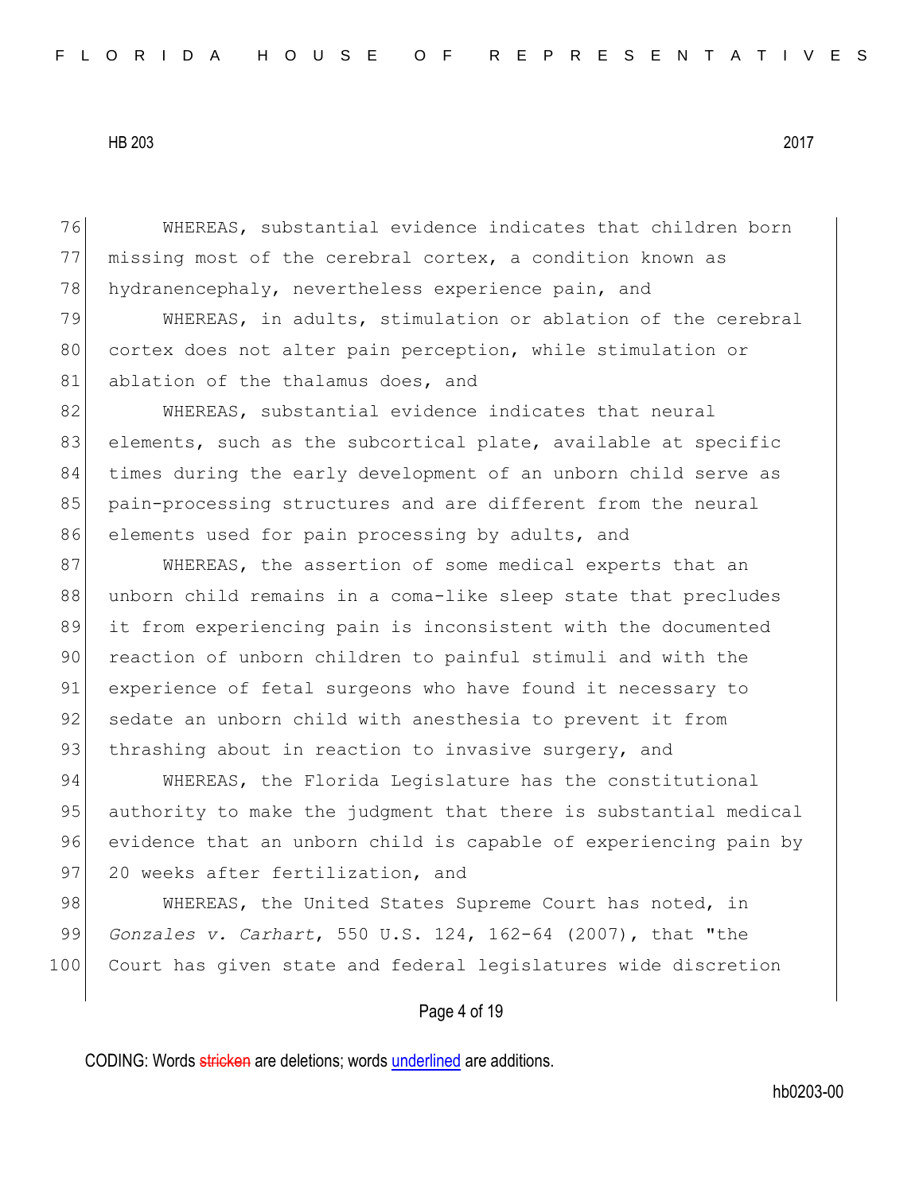WHEREAS, substantial evidence indicates that children born missing most of the cerebral cortex, a condition known as hydranencephaly, nevertheless experience pain, and

WHEREAS, in adults, stimulation or ablation of the cerebral cortex does not alter pain perception, while stimulation or ablation of the thalamus does, and

WHEREAS, substantial evidence indicates that neural elements, such as the subcortical plate, available at specific times during the early development of an unborn child serve as pain-processing structures and are different from the neural elements used for pain processing by adults, and

WHEREAS, the assertion of some medical experts that an unborn child remains in a coma-like sleep state that precludes it from experiencing pain is inconsistent with the documented reaction of unborn children to painful stimuli and with the experience of fetal surgeons who have found it necessary to sedate an unborn child with anesthesia to prevent it from thrashing about in reaction to invasive surgery, and

WHEREAS, the Florida Legislature has the constitutional authority to make the judgment that there is substantial medical evidence that an unborn child is capable of experiencing pain by 20 weeks after fertilization, and

WHEREAS, the United States Supreme Court has noted, in *Gonzales v. Carhart*, 550 U.S. 124, 162-64 (2007), that "the Court has given state and federal legislatures wide discretion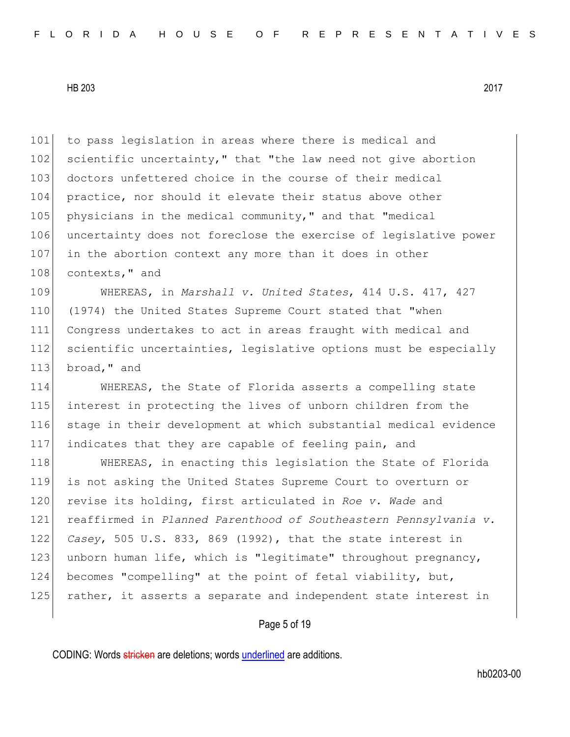to pass legislation in areas where there is medical and scientific uncertainty," that "the law need not give abortion doctors unfettered choice in the course of their medical practice, nor should it elevate their status above other physicians in the medical community," and that "medical uncertainty does not foreclose the exercise of legislative power in the abortion context any more than it does in other contexts," and

WHEREAS, in *Marshall v. United States*, 414 U.S. 417, 427 (1974) the United States Supreme Court stated that "when Congress undertakes to act in areas fraught with medical and scientific uncertainties, legislative options must be especially broad," and

WHEREAS, the State of Florida asserts a compelling state interest in protecting the lives of unborn children from the stage in their development at which substantial medical evidence indicates that they are capable of feeling pain, and

WHEREAS, in enacting this legislation the State of Florida is not asking the United States Supreme Court to overturn or revise its holding, first articulated in *Roe v. Wade* and reaffirmed in *Planned Parenthood of Southeastern Pennsylvania v. Casey*, 505 U.S. 833, 869 (1992), that the state interest in unborn human life, which is "legitimate" throughout pregnancy, becomes "compelling" at the point of fetal viability, but, rather, it asserts a separate and independent state interest in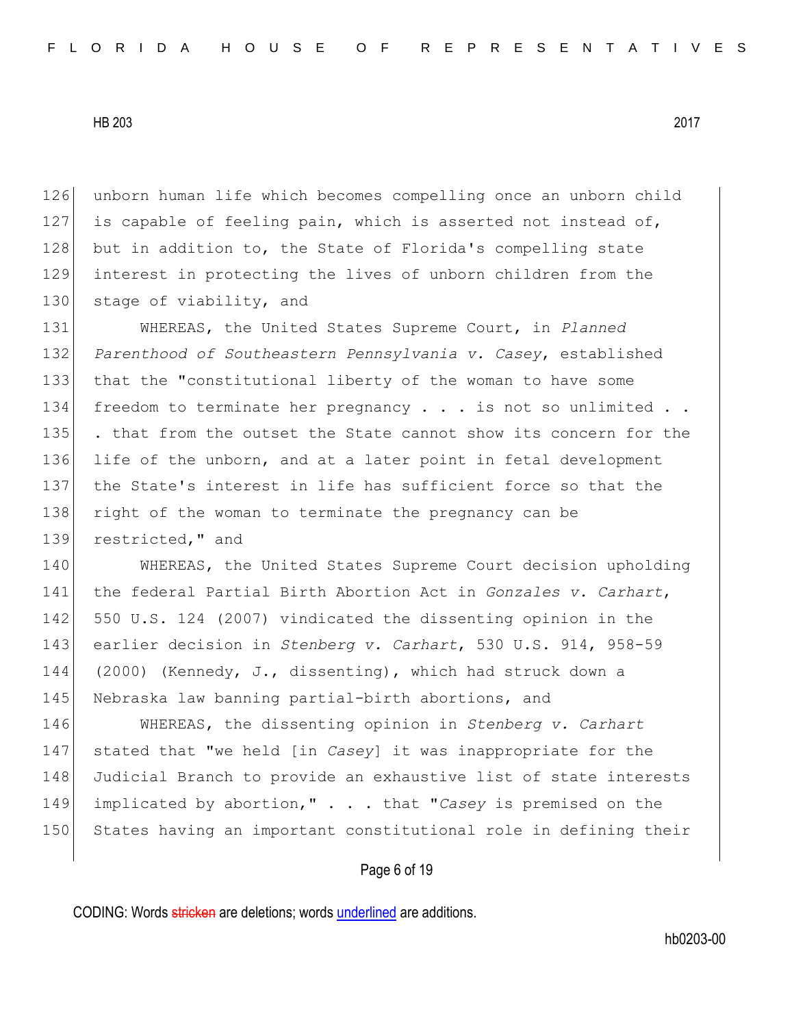unborn human life which becomes compelling once an unborn child is capable of feeling pain, which is asserted not instead of, but in addition to, the State of Florida's compelling state interest in protecting the lives of unborn children from the stage of viability, and

WHEREAS, the United States Supreme Court, in *Planned Parenthood of Southeastern Pennsylvania v. Casey*, established that the "constitutional liberty of the woman to have some freedom to terminate her pregnancy . . . is not so unlimited . . . that from the outset the State cannot show its concern for the life of the unborn, and at a later point in fetal development the State's interest in life has sufficient force so that the right of the woman to terminate the pregnancy can be restricted," and

WHEREAS, the United States Supreme Court decision upholding the federal Partial Birth Abortion Act in *Gonzales v. Carhart*, 550 U.S. 124 (2007) vindicated the dissenting opinion in the earlier decision in *Stenberg v. Carhart*, 530 U.S. 914, 958-59 (2000) (Kennedy, J., dissenting), which had struck down a Nebraska law banning partial-birth abortions, and

WHEREAS, the dissenting opinion in *Stenberg v. Carhart* stated that "we held [in *Casey*] it was inappropriate for the Judicial Branch to provide an exhaustive list of state interests implicated by abortion," . . . that "*Casey* is premised on the States having an important constitutional role in defining their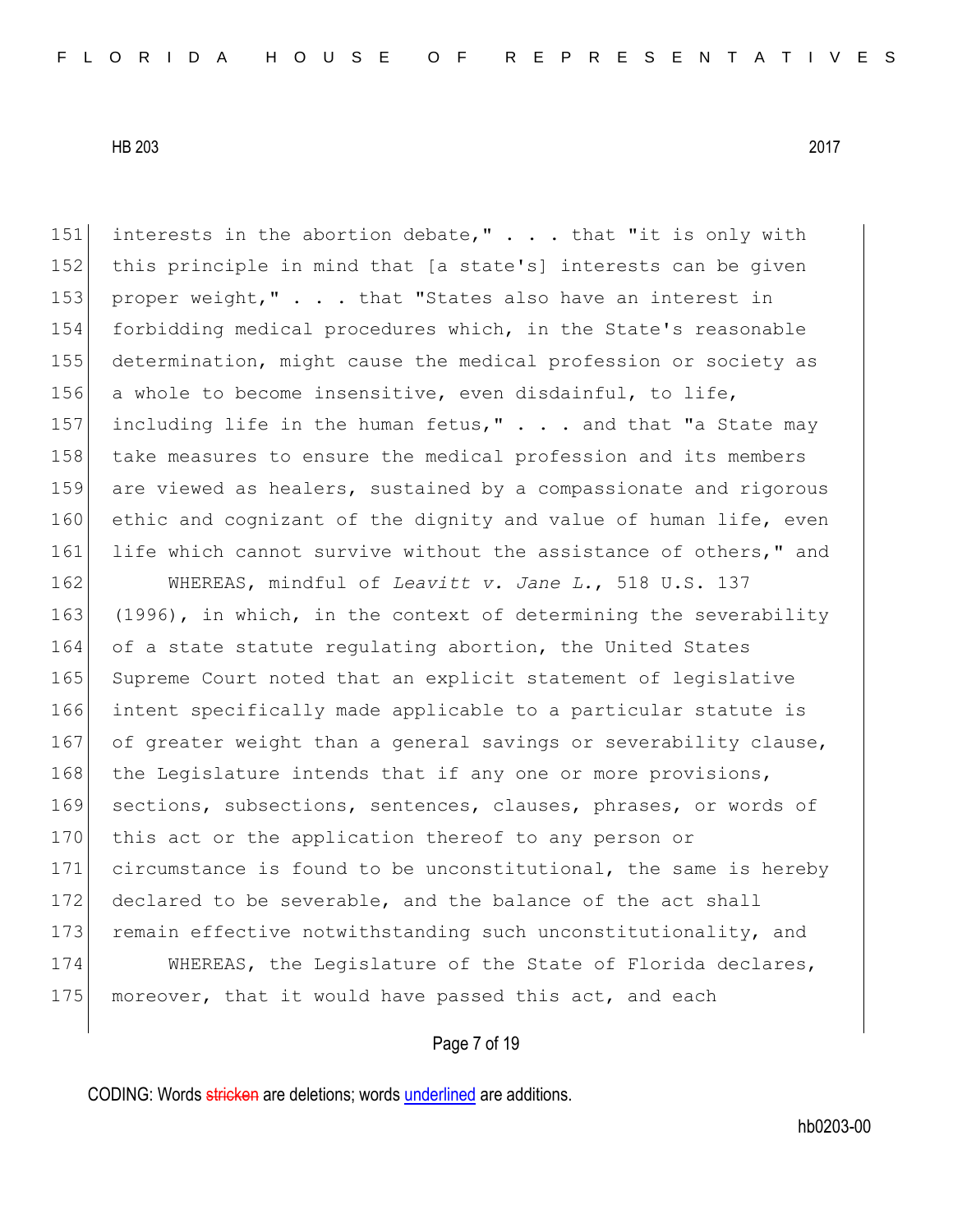interests in the abortion debate," . . . that "it is only with this principle in mind that [a state's] interests can be given proper weight," . . . that "States also have an interest in forbidding medical procedures which, in the State's reasonable determination, might cause the medical profession or society as a whole to become insensitive, even disdainful, to life, including life in the human fetus," . . . and that "a State may take measures to ensure the medical profession and its members are viewed as healers, sustained by a compassionate and rigorous ethic and cognizant of the dignity and value of human life, even life which cannot survive without the assistance of others," and

WHEREAS, mindful of *Leavitt v. Jane L.*, 518 U.S. 137 (1996), in which, in the context of determining the severability of a state statute regulating abortion, the United States Supreme Court noted that an explicit statement of legislative intent specifically made applicable to a particular statute is of greater weight than a general savings or severability clause, the Legislature intends that if any one or more provisions, sections, subsections, sentences, clauses, phrases, or words of this act or the application thereof to any person or circumstance is found to be unconstitutional, the same is hereby declared to be severable, and the balance of the act shall remain effective notwithstanding such unconstitutionality, and

WHEREAS, the Legislature of the State of Florida declares, moreover, that it would have passed this act, and each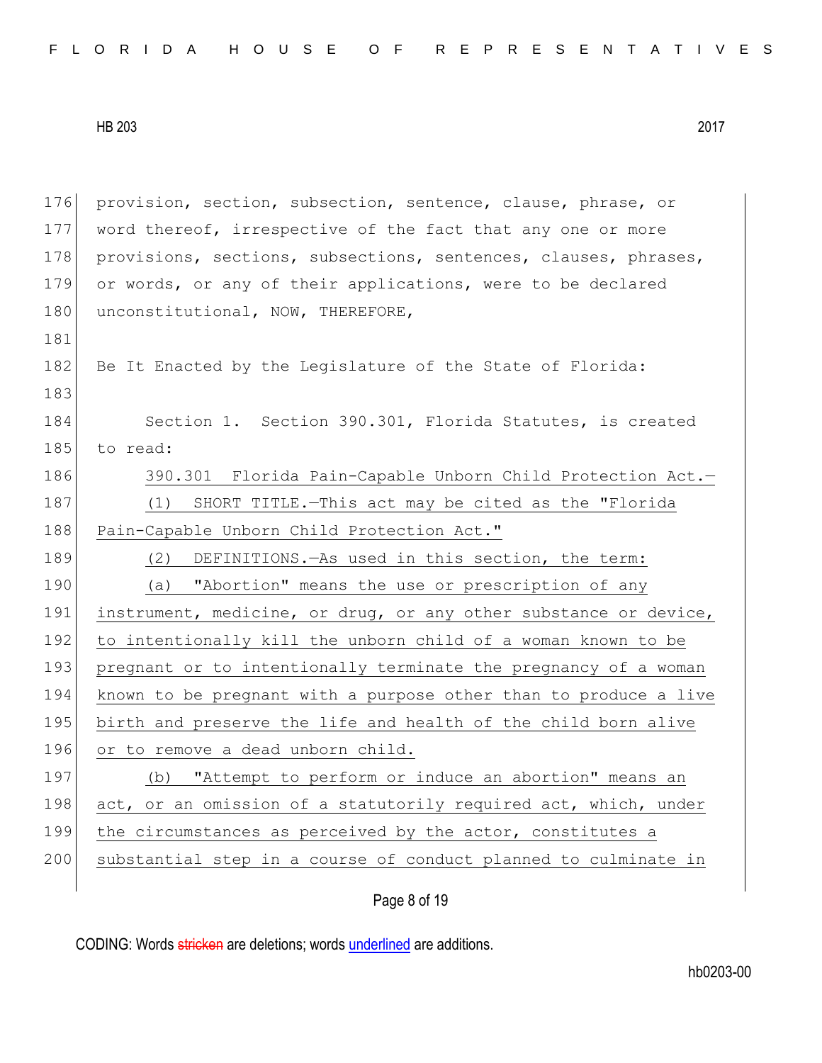provision, section, subsection, sentence, clause, phrase, or word thereof, irrespective of the fact that any one or more provisions, sections, subsections, sentences, clauses, phrases, or words, or any of their applications, were to be declared unconstitutional, NOW, THEREFORE,

Be It Enacted by the Legislature of the State of Florida:

Section 1. Section 390.301, Florida Statutes, is created to read:

390.301 Florida Pain-Capable Unborn Child Protection Act.—

(1) SHORT TITLE.—This act may be cited as the "Florida Pain-Capable Unborn Child Protection Act."

(2) DEFINITIONS.—As used in this section, the term:

(a) "Abortion" means the use or prescription of any instrument, medicine, or drug, or any other substance or device, to intentionally kill the unborn child of a woman known to be pregnant or to intentionally terminate the pregnancy of a woman known to be pregnant with a purpose other than to produce a live birth and preserve the life and health of the child born alive or to remove a dead unborn child.

(b) "Attempt to perform or induce an abortion" means an act, or an omission of a statutorily required act, which, under the circumstances as perceived by the actor, constitutes a substantial step in a course of conduct planned to culminate in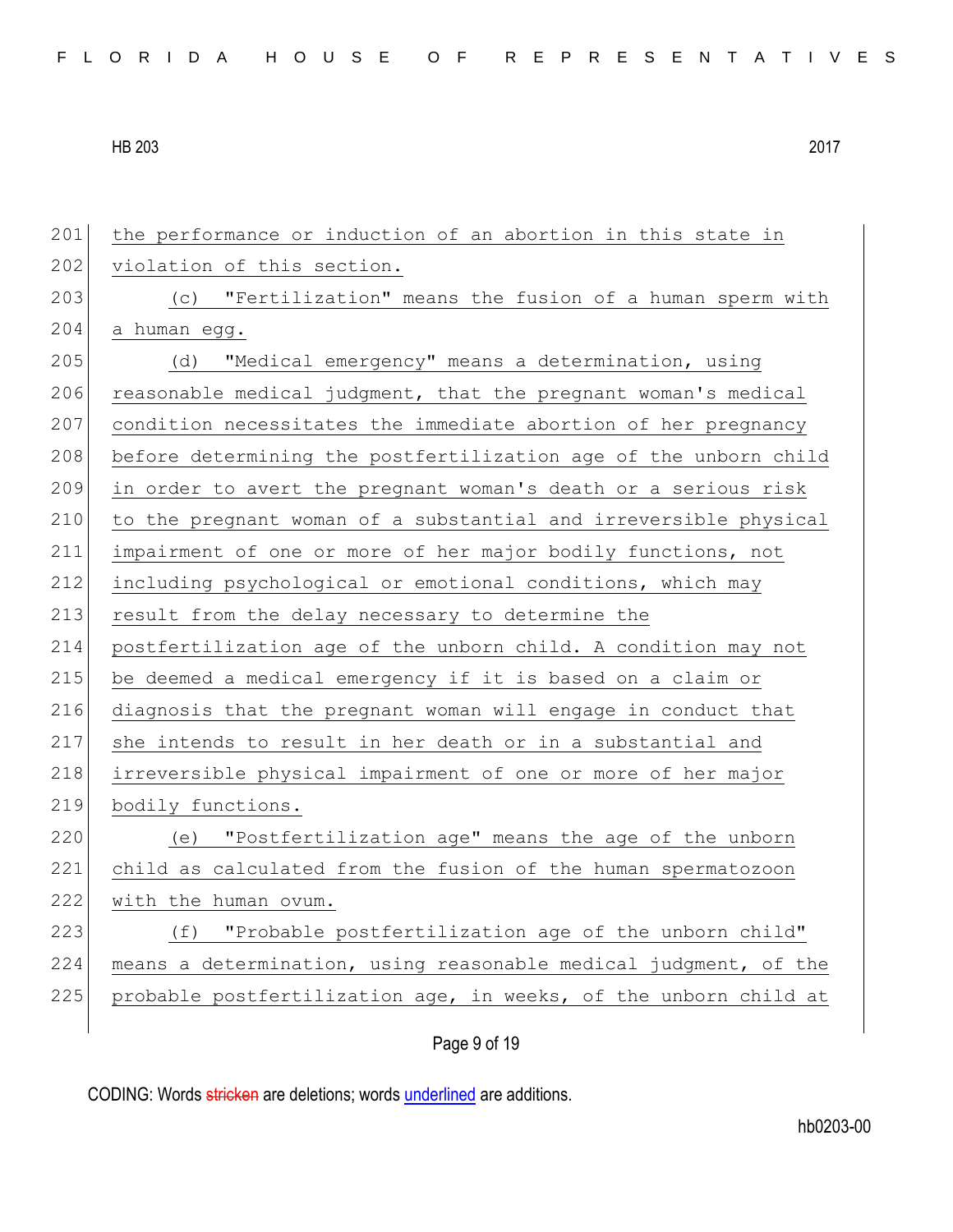the performance or induction of an abortion in this state in violation of this section.

(c) "Fertilization" means the fusion of a human sperm with a human egg.

(d) "Medical emergency" means a determination, using reasonable medical judgment, that the pregnant woman's medical condition necessitates the immediate abortion of her pregnancy before determining the postfertilization age of the unborn child in order to avert the pregnant woman's death or a serious risk to the pregnant woman of a substantial and irreversible physical impairment of one or more of her major bodily functions, not including psychological or emotional conditions, which may result from the delay necessary to determine the postfertilization age of the unborn child. A condition may not be deemed a medical emergency if it is based on a claim or diagnosis that the pregnant woman will engage in conduct that she intends to result in her death or in a substantial and irreversible physical impairment of one or more of her major bodily functions.

(e) "Postfertilization age" means the age of the unborn child as calculated from the fusion of the human spermatozoon with the human ovum.

(f) "Probable postfertilization age of the unborn child" means a determination, using reasonable medical judgment, of the probable postfertilization age, in weeks, of the unborn child at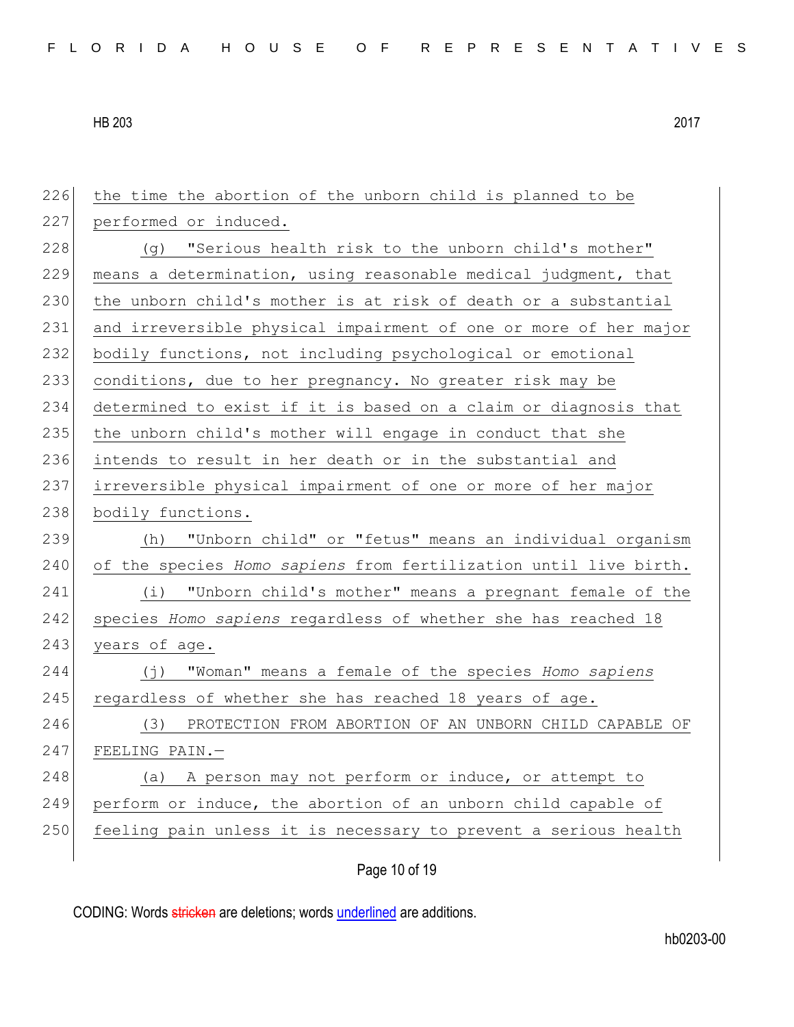the time the abortion of the unborn child is planned to be performed or induced.

(g) "Serious health risk to the unborn child's mother" means a determination, using reasonable medical judgment, that the unborn child's mother is at risk of death or a substantial and irreversible physical impairment of one or more of her major bodily functions, not including psychological or emotional conditions, due to her pregnancy. No greater risk may be determined to exist if it is based on a claim or diagnosis that the unborn child's mother will engage in conduct that she intends to result in her death or in the substantial and irreversible physical impairment of one or more of her major bodily functions.

(h) "Unborn child" or "fetus" means an individual organism of the species *Homo sapiens* from fertilization until live birth.

(i) "Unborn child's mother" means a pregnant female of the species *Homo sapiens* regardless of whether she has reached 18 years of age.

(j) "Woman" means a female of the species *Homo sapiens* regardless of whether she has reached 18 years of age.

(3) PROTECTION FROM ABORTION OF AN UNBORN CHILD CAPABLE OF FEELING PAIN.—

(a) A person may not perform or induce, or attempt to perform or induce, the abortion of an unborn child capable of feeling pain unless it is necessary to prevent a serious health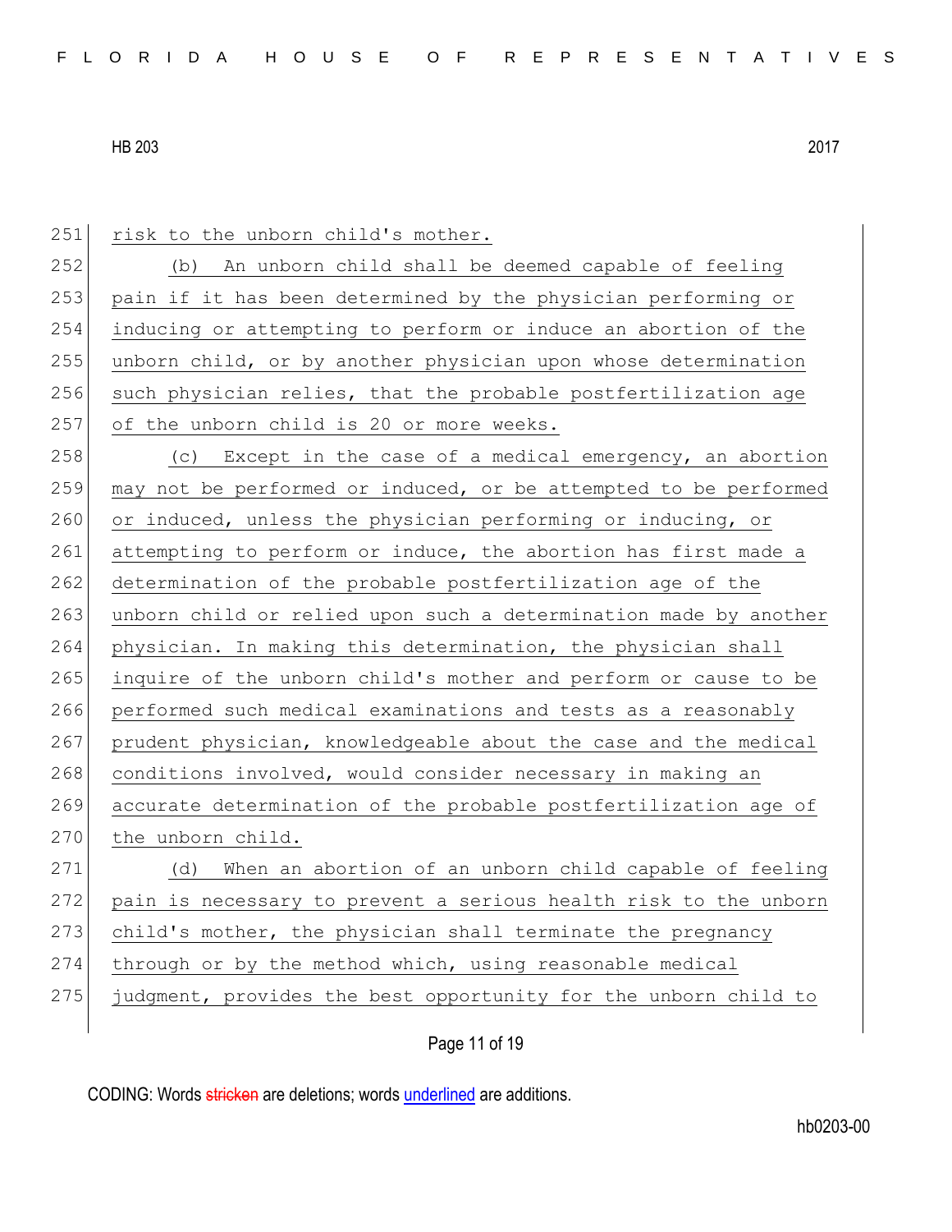251 risk to the unborn child's mother.

252 (b) An unborn child shall be deemed capable of feeling
253 pain if it has been determined by the physician performing or
254 inducing or attempting to perform or induce an abortion of the
255 unborn child, or by another physician upon whose determination
256 such physician relies, that the probable postfertilization age
257 of the unborn child is 20 or more weeks.

258 (c) Except in the case of a medical emergency, an abortion
259 may not be performed or induced, or be attempted to be performed
260 or induced, unless the physician performing or inducing, or
261 attempting to perform or induce, the abortion has first made a
262 determination of the probable postfertilization age of the
263 unborn child or relied upon such a determination made by another
264 physician. In making this determination, the physician shall
265 inquire of the unborn child's mother and perform or cause to be
266 performed such medical examinations and tests as a reasonably
267 prudent physician, knowledgeable about the case and the medical
268 conditions involved, would consider necessary in making an
269 accurate determination of the probable postfertilization age of
270 the unborn child.

271 (d) When an abortion of an unborn child capable of feeling
272 pain is necessary to prevent a serious health risk to the unborn
273 child's mother, the physician shall terminate the pregnancy
274 through or by the method which, using reasonable medical
275 judgment, provides the best opportunity for the unborn child to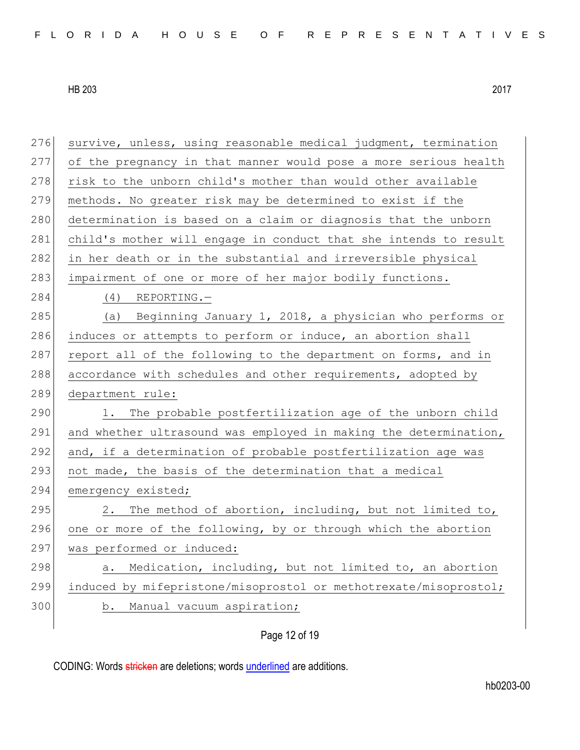survive, unless, using reasonable medical judgment, termination of the pregnancy in that manner would pose a more serious health risk to the unborn child's mother than would other available methods. No greater risk may be determined to exist if the determination is based on a claim or diagnosis that the unborn child's mother will engage in conduct that she intends to result in her death or in the substantial and irreversible physical impairment of one or more of her major bodily functions.

(4) REPORTING.—

(a) Beginning January 1, 2018, a physician who performs or induces or attempts to perform or induce, an abortion shall report all of the following to the department on forms, and in accordance with schedules and other requirements, adopted by department rule:

1. The probable postfertilization age of the unborn child and whether ultrasound was employed in making the determination, and, if a determination of probable postfertilization age was not made, the basis of the determination that a medical emergency existed;

2. The method of abortion, including, but not limited to, one or more of the following, by or through which the abortion was performed or induced:

a. Medication, including, but not limited to, an abortion induced by mifepristone/misoprostol or methotrexate/misoprostol;

b. Manual vacuum aspiration;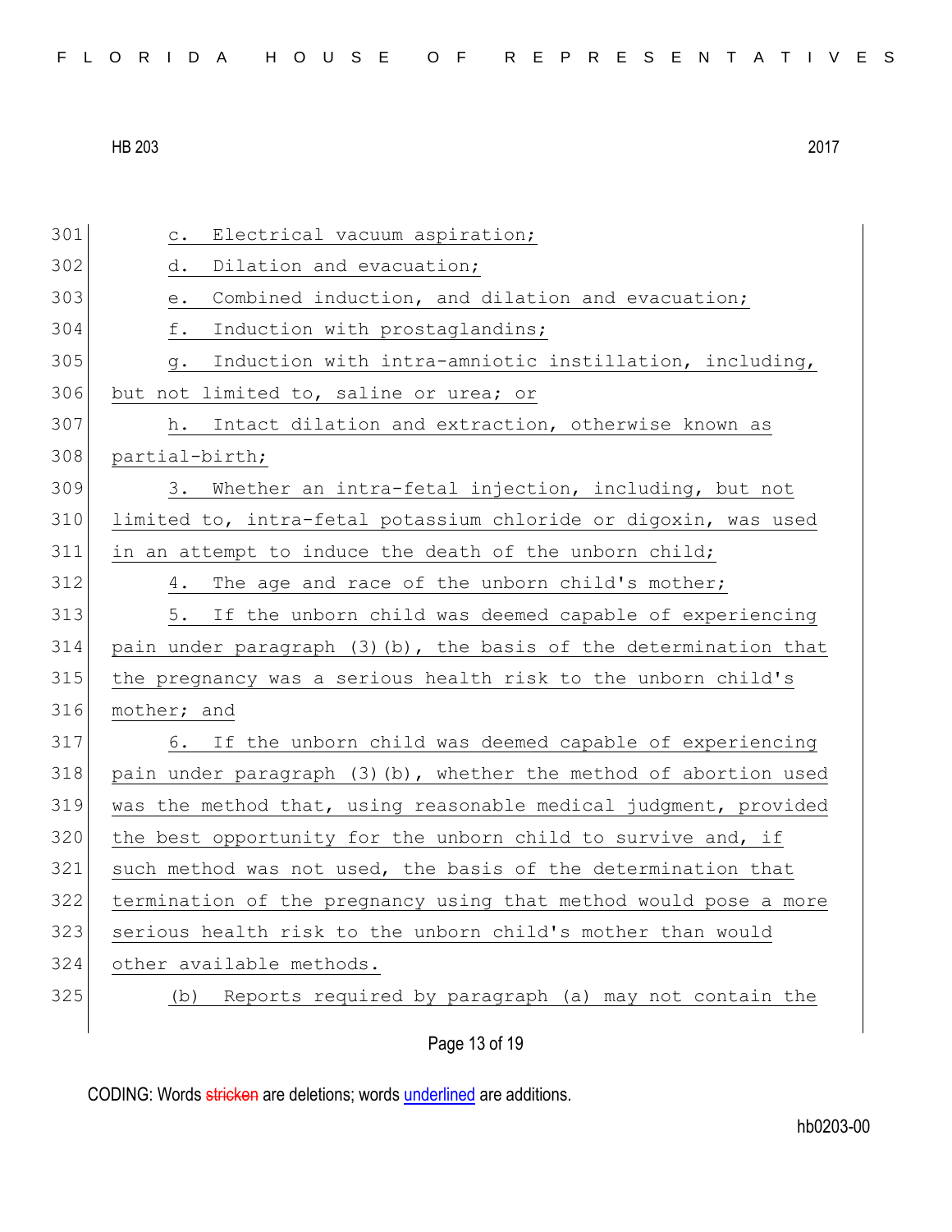c. Electrical vacuum aspiration;

d. Dilation and evacuation;

e. Combined induction, and dilation and evacuation;

f. Induction with prostaglandins;

g. Induction with intra-amniotic instillation, including, but not limited to, saline or urea; or

h. Intact dilation and extraction, otherwise known as partial-birth;

3. Whether an intra-fetal injection, including, but not limited to, intra-fetal potassium chloride or digoxin, was used in an attempt to induce the death of the unborn child;

4. The age and race of the unborn child's mother;

5. If the unborn child was deemed capable of experiencing pain under paragraph (3)(b), the basis of the determination that the pregnancy was a serious health risk to the unborn child's mother; and

6. If the unborn child was deemed capable of experiencing pain under paragraph (3)(b), whether the method of abortion used was the method that, using reasonable medical judgment, provided the best opportunity for the unborn child to survive and, if such method was not used, the basis of the determination that termination of the pregnancy using that method would pose a more serious health risk to the unborn child's mother than would other available methods.

(b) Reports required by paragraph (a) may not contain the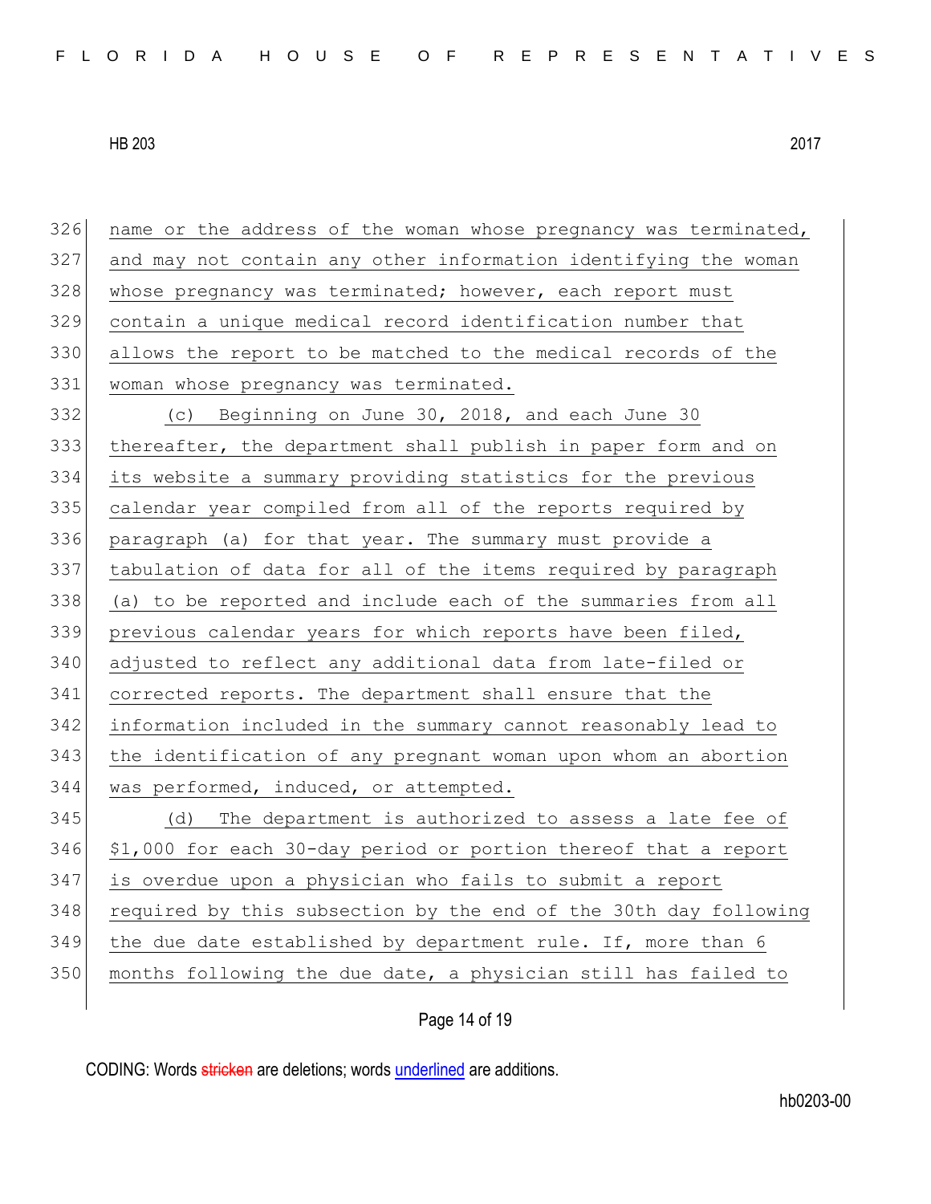name or the address of the woman whose pregnancy was terminated, and may not contain any other information identifying the woman whose pregnancy was terminated; however, each report must contain a unique medical record identification number that allows the report to be matched to the medical records of the woman whose pregnancy was terminated.

(c) Beginning on June 30, 2018, and each June 30 thereafter, the department shall publish in paper form and on its website a summary providing statistics for the previous calendar year compiled from all of the reports required by paragraph (a) for that year. The summary must provide a tabulation of data for all of the items required by paragraph (a) to be reported and include each of the summaries from all previous calendar years for which reports have been filed, adjusted to reflect any additional data from late-filed or corrected reports. The department shall ensure that the information included in the summary cannot reasonably lead to the identification of any pregnant woman upon whom an abortion was performed, induced, or attempted.

(d) The department is authorized to assess a late fee of $1,000 for each 30-day period or portion thereof that a report is overdue upon a physician who fails to submit a report required by this subsection by the end of the 30th day following the due date established by department rule. If, more than 6 months following the due date, a physician still has failed to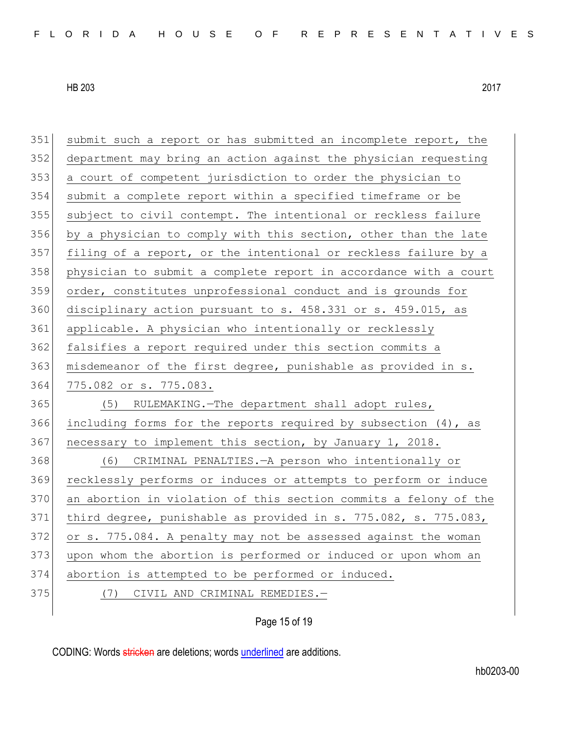351 submit such a report or has submitted an incomplete report, the
352 department may bring an action against the physician requesting
353 a court of competent jurisdiction to order the physician to
354 submit a complete report within a specified timeframe or be
355 subject to civil contempt. The intentional or reckless failure
356 by a physician to comply with this section, other than the late
357 filing of a report, or the intentional or reckless failure by a
358 physician to submit a complete report in accordance with a court
359 order, constitutes unprofessional conduct and is grounds for
360 disciplinary action pursuant to s. 458.331 or s. 459.015, as
361 applicable. A physician who intentionally or recklessly
362 falsifies a report required under this section commits a
363 misdemeanor of the first degree, punishable as provided in s.
364 775.082 or s. 775.083.

365 (5) RULEMAKING.—The department shall adopt rules,
366 including forms for the reports required by subsection (4), as
367 necessary to implement this section, by January 1, 2018.

368 (6) CRIMINAL PENALTIES.—A person who intentionally or
369 recklessly performs or induces or attempts to perform or induce
370 an abortion in violation of this section commits a felony of the
371 third degree, punishable as provided in s. 775.082, s. 775.083,
372 or s. 775.084. A penalty may not be assessed against the woman
373 upon whom the abortion is performed or induced or upon whom an
374 abortion is attempted to be performed or induced.

375 (7) CIVIL AND CRIMINAL REMEDIES.—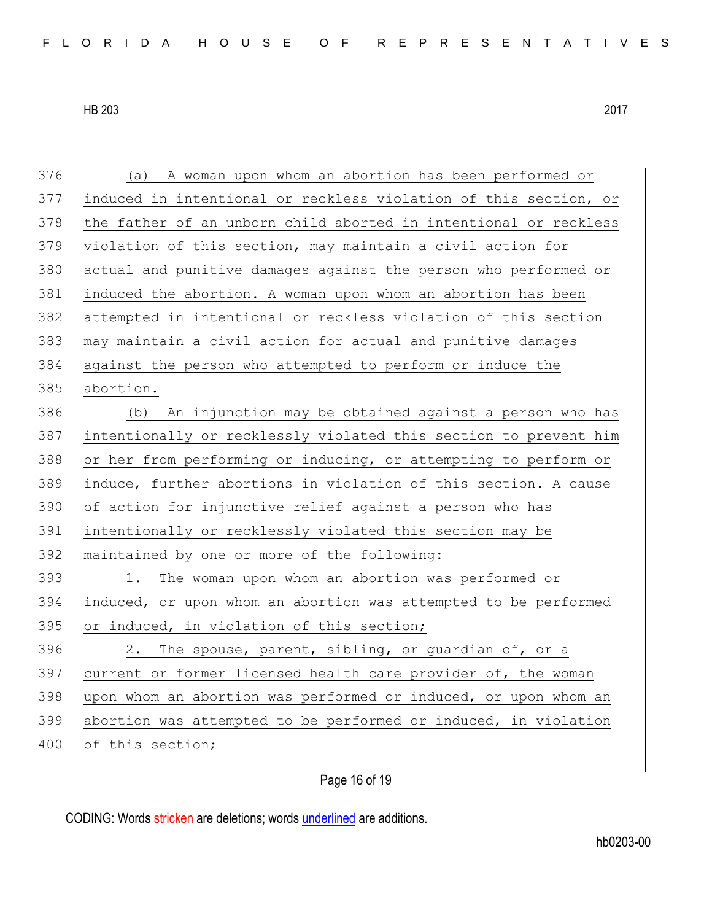(a) A woman upon whom an abortion has been performed or induced in intentional or reckless violation of this section, or the father of an unborn child aborted in intentional or reckless violation of this section, may maintain a civil action for actual and punitive damages against the person who performed or induced the abortion. A woman upon whom an abortion has been attempted in intentional or reckless violation of this section may maintain a civil action for actual and punitive damages against the person who attempted to perform or induce the abortion.

(b) An injunction may be obtained against a person who has intentionally or recklessly violated this section to prevent him or her from performing or inducing, or attempting to perform or induce, further abortions in violation of this section. A cause of action for injunctive relief against a person who has intentionally or recklessly violated this section may be maintained by one or more of the following:

1. The woman upon whom an abortion was performed or induced, or upon whom an abortion was attempted to be performed or induced, in violation of this section;

2. The spouse, parent, sibling, or guardian of, or a current or former licensed health care provider of, the woman upon whom an abortion was performed or induced, or upon whom an abortion was attempted to be performed or induced, in violation of this section;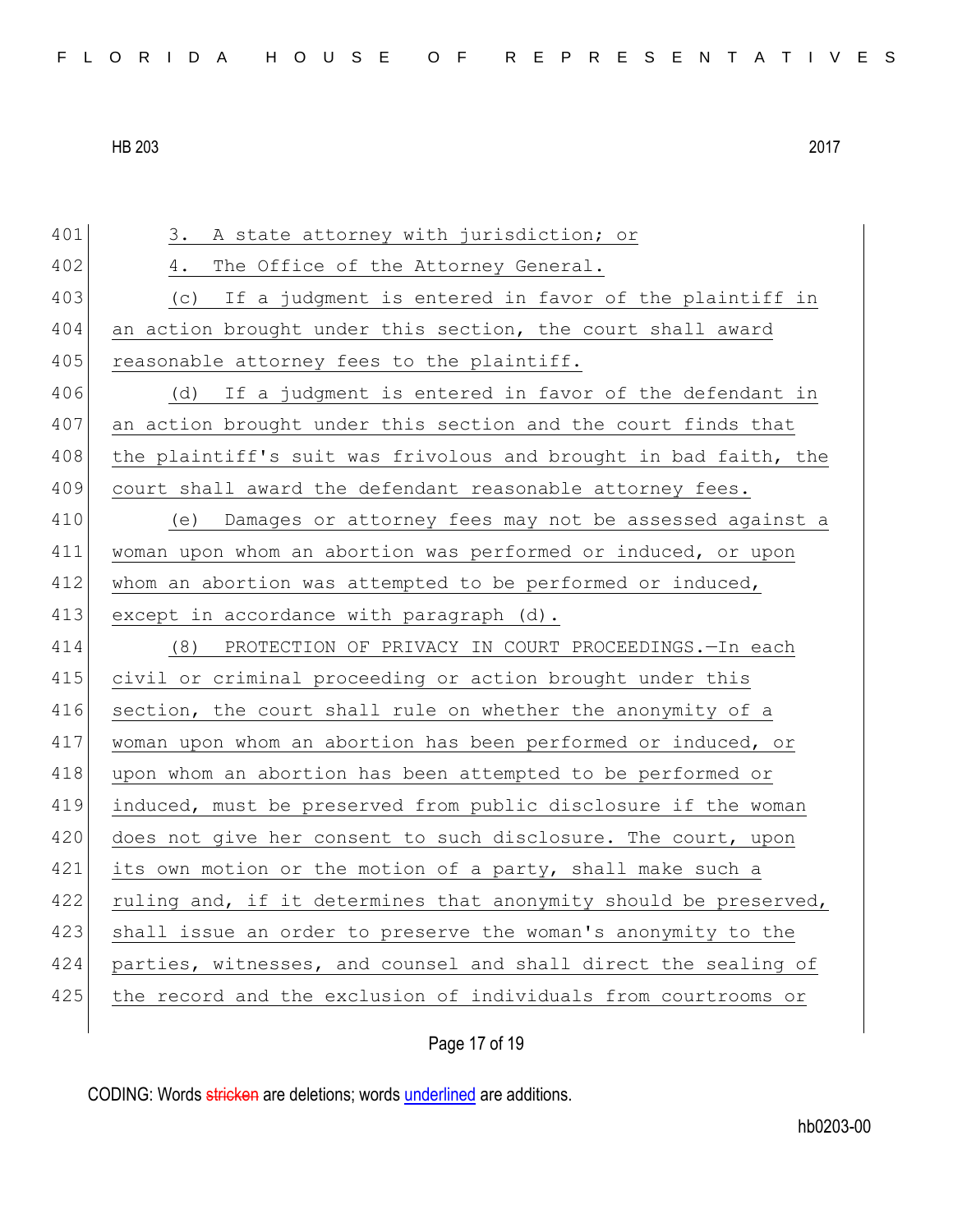3. A state attorney with jurisdiction; or

4. The Office of the Attorney General.

(c) If a judgment is entered in favor of the plaintiff in an action brought under this section, the court shall award reasonable attorney fees to the plaintiff.

(d) If a judgment is entered in favor of the defendant in an action brought under this section and the court finds that the plaintiff's suit was frivolous and brought in bad faith, the court shall award the defendant reasonable attorney fees.

(e) Damages or attorney fees may not be assessed against a woman upon whom an abortion was performed or induced, or upon whom an abortion was attempted to be performed or induced, except in accordance with paragraph (d).

(8) PROTECTION OF PRIVACY IN COURT PROCEEDINGS.—In each civil or criminal proceeding or action brought under this section, the court shall rule on whether the anonymity of a woman upon whom an abortion has been performed or induced, or upon whom an abortion has been attempted to be performed or induced, must be preserved from public disclosure if the woman does not give her consent to such disclosure. The court, upon its own motion or the motion of a party, shall make such a ruling and, if it determines that anonymity should be preserved, shall issue an order to preserve the woman's anonymity to the parties, witnesses, and counsel and shall direct the sealing of the record and the exclusion of individuals from courtrooms or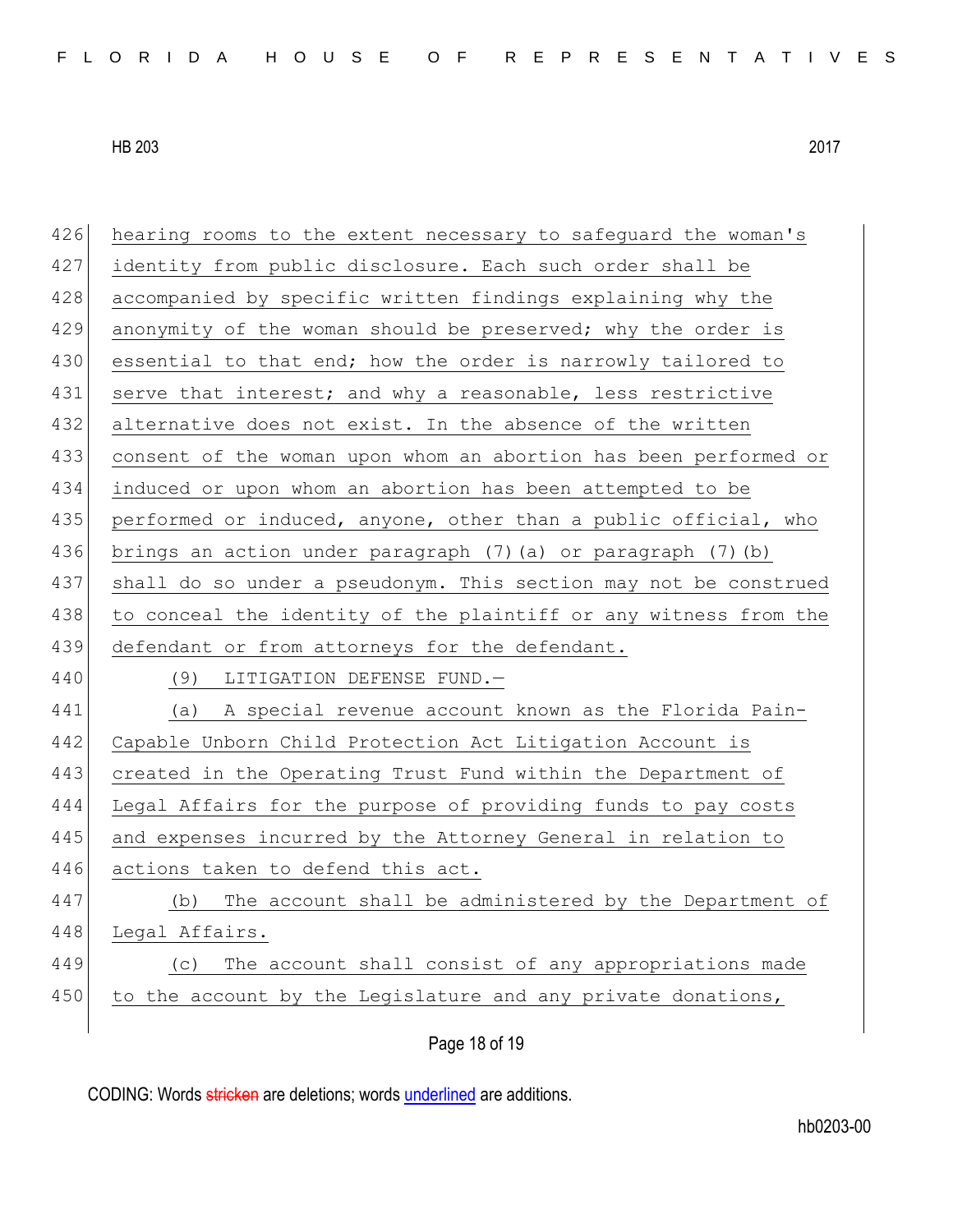hearing rooms to the extent necessary to safeguard the woman's identity from public disclosure. Each such order shall be accompanied by specific written findings explaining why the anonymity of the woman should be preserved; why the order is essential to that end; how the order is narrowly tailored to serve that interest; and why a reasonable, less restrictive alternative does not exist. In the absence of the written consent of the woman upon whom an abortion has been performed or induced or upon whom an abortion has been attempted to be performed or induced, anyone, other than a public official, who brings an action under paragraph (7)(a) or paragraph (7)(b) shall do so under a pseudonym. This section may not be construed to conceal the identity of the plaintiff or any witness from the defendant or from attorneys for the defendant.

(9) LITIGATION DEFENSE FUND.—

(a) A special revenue account known as the Florida Pain-Capable Unborn Child Protection Act Litigation Account is created in the Operating Trust Fund within the Department of Legal Affairs for the purpose of providing funds to pay costs and expenses incurred by the Attorney General in relation to actions taken to defend this act.

(b) The account shall be administered by the Department of Legal Affairs.

(c) The account shall consist of any appropriations made to the account by the Legislature and any private donations,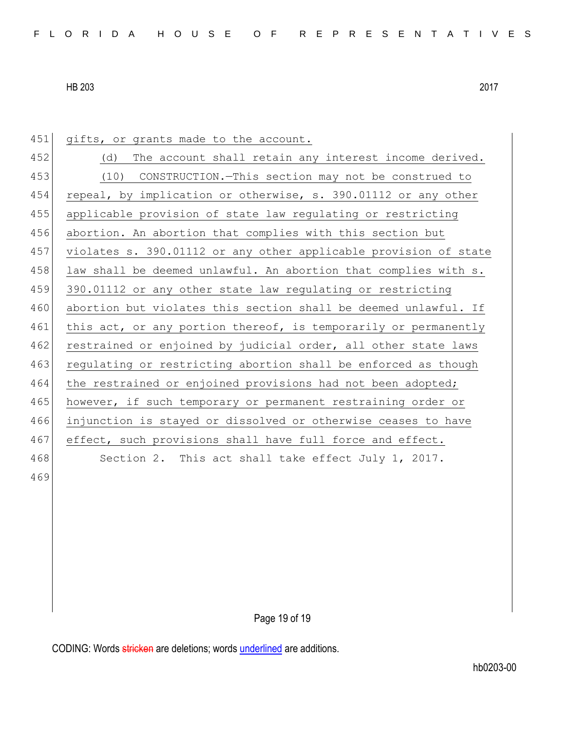gifts, or grants made to the account.

(d) The account shall retain any interest income derived.

(10) CONSTRUCTION.—This section may not be construed to repeal, by implication or otherwise, s. 390.01112 or any other applicable provision of state law regulating or restricting abortion. An abortion that complies with this section but violates s. 390.01112 or any other applicable provision of state law shall be deemed unlawful. An abortion that complies with s. 390.01112 or any other state law regulating or restricting abortion but violates this section shall be deemed unlawful. If this act, or any portion thereof, is temporarily or permanently restrained or enjoined by judicial order, all other state laws regulating or restricting abortion shall be enforced as though the restrained or enjoined provisions had not been adopted; however, if such temporary or permanent restraining order or injunction is stayed or dissolved or otherwise ceases to have effect, such provisions shall have full force and effect.

Section 2. This act shall take effect July 1, 2017.

CODING: Words stricken are deletions; words underlined are additions.